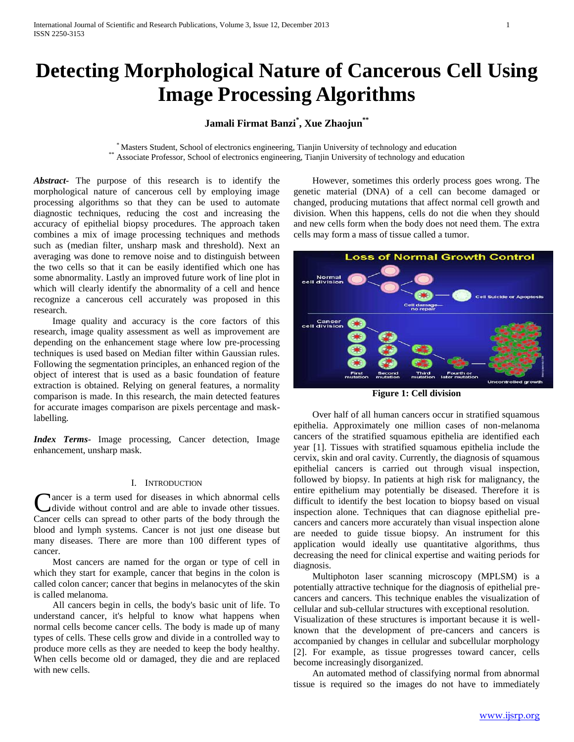# Detecting Morphological Nature of Cancerous Cell Using Image Processing Algorithms

**Jamali Firmat Banzi[*], Xue Zhaojun[**]**

[*] Masters Student, School of electronics engineering, Tianjin University of technology and education
[**] Associate Professor, School of electronics engineering, Tianjin University of technology and education

***Abstract***- The purpose of this research is to identify the morphological nature of cancerous cell by employing image processing algorithms so that they can be used to automate diagnostic techniques, reducing the cost and increasing the accuracy of epithelial biopsy procedures. The approach taken combines a mix of image processing techniques and methods such as (median filter, unsharp mask and threshold). Next an averaging was done to remove noise and to distinguish between the two cells so that it can be easily identified which one has some abnormality. Lastly an improved future work of line plot in which will clearly identify the abnormality of a cell and hence recognize a cancerous cell accurately was proposed in this research.

Image quality and accuracy is the core factors of this research, image quality assessment as well as improvement are depending on the enhancement stage where low pre-processing techniques is used based on Median filter within Gaussian rules. Following the segmentation principles, an enhanced region of the object of interest that is used as a basic foundation of feature extraction is obtained. Relying on general features, a normality comparison is made. In this research, the main detected features for accurate images comparison are pixels percentage and mask-labelling.

***Index Terms***- Image processing, Cancer detection, Image enhancement, unsharp mask.

## I. Introduction

Cancer is a term used for diseases in which abnormal cells divide without control and are able to invade other tissues. Cancer cells can spread to other parts of the body through the blood and lymph systems. Cancer is not just one disease but many diseases. There are more than 100 different types of cancer.

Most cancers are named for the organ or type of cell in which they start for example, cancer that begins in the colon is called colon cancer; cancer that begins in melanocytes of the skin is called melanoma.

All cancers begin in cells, the body's basic unit of life. To understand cancer, it's helpful to know what happens when normal cells become cancer cells. The body is made up of many types of cells. These cells grow and divide in a controlled way to produce more cells as they are needed to keep the body healthy. When cells become old or damaged, they die and are replaced with new cells.

However, sometimes this orderly process goes wrong. The genetic material (DNA) of a cell can become damaged or changed, producing mutations that affect normal cell growth and division. When this happens, cells do not die when they should and new cells form when the body does not need them. The extra cells may form a mass of tissue called a tumor.

**Figure 1: Cell division**

Over half of all human cancers occur in stratified squamous epithelia. Approximately one million cases of non-melanoma cancers of the stratified squamous epithelia are identified each year [1]. Tissues with stratified squamous epithelia include the cervix, skin and oral cavity. Currently, the diagnosis of squamous epithelial cancers is carried out through visual inspection, followed by biopsy. In patients at high risk for malignancy, the entire epithelium may potentially be diseased. Therefore it is difficult to identify the best location to biopsy based on visual inspection alone. Techniques that can diagnose epithelial pre-cancers and cancers more accurately than visual inspection alone are needed to guide tissue biopsy. An instrument for this application would ideally use quantitative algorithms, thus decreasing the need for clinical expertise and waiting periods for diagnosis.

Multiphoton laser scanning microscopy (MPLSM) is a potentially attractive technique for the diagnosis of epithelial pre-cancers and cancers. This technique enables the visualization of cellular and sub-cellular structures with exceptional resolution. Visualization of these structures is important because it is well-known that the development of pre-cancers and cancers is accompanied by changes in cellular and subcellular morphology [2]. For example, as tissue progresses toward cancer, cells become increasingly disorganized.

An automated method of classifying normal from abnormal tissue is required so the images do not have to immediately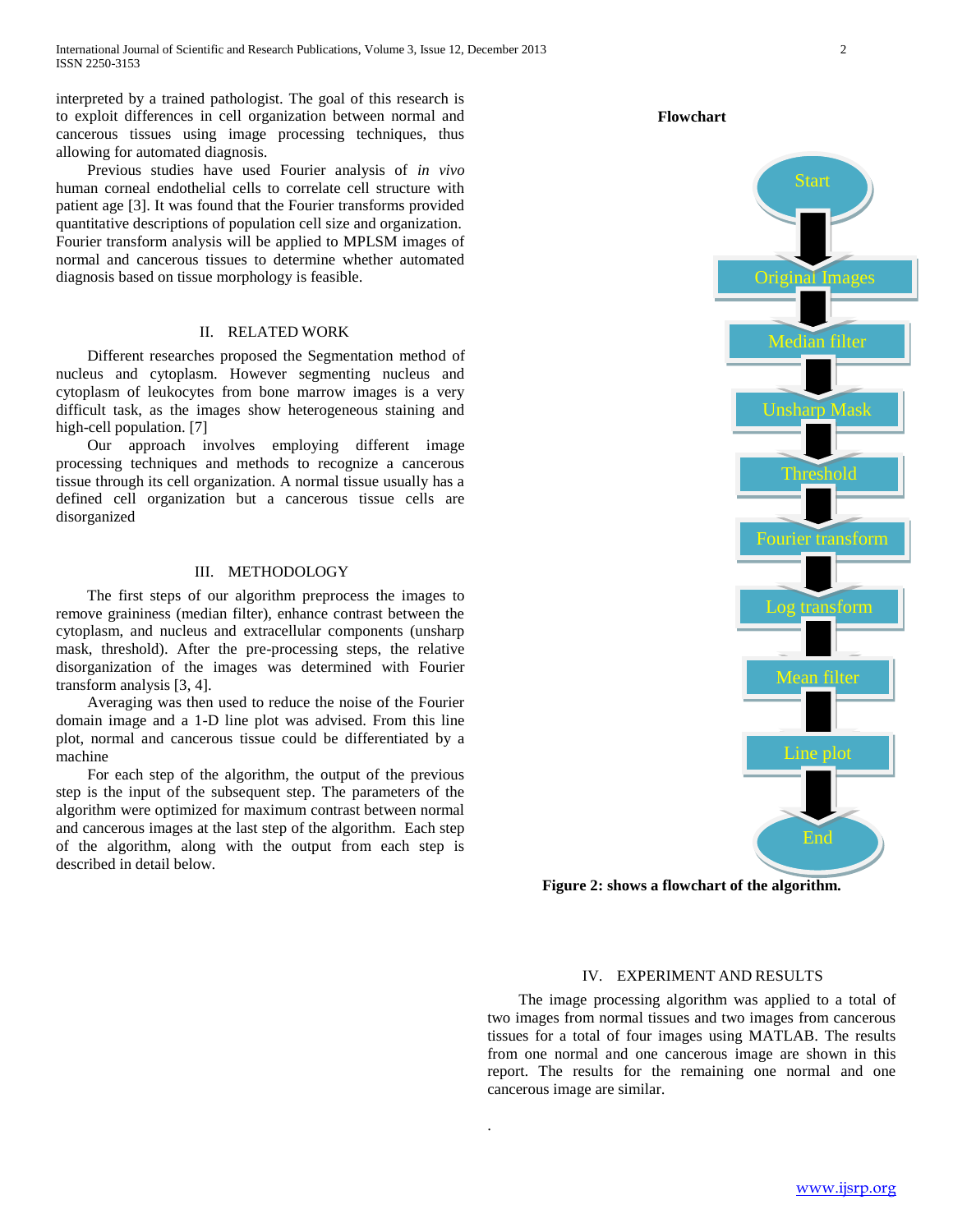interpreted by a trained pathologist. The goal of this research is to exploit differences in cell organization between normal and cancerous tissues using image processing techniques, thus allowing for automated diagnosis.

Previous studies have used Fourier analysis of *in vivo* human corneal endothelial cells to correlate cell structure with patient age [3]. It was found that the Fourier transforms provided quantitative descriptions of population cell size and organization. Fourier transform analysis will be applied to MPLSM images of normal and cancerous tissues to determine whether automated diagnosis based on tissue morphology is feasible.

## II. RELATED WORK

Different researches proposed the Segmentation method of nucleus and cytoplasm. However segmenting nucleus and cytoplasm of leukocytes from bone marrow images is a very difficult task, as the images show heterogeneous staining and high-cell population. [7]

Our approach involves employing different image processing techniques and methods to recognize a cancerous tissue through its cell organization. A normal tissue usually has a defined cell organization but a cancerous tissue cells are disorganized

## III. METHODOLOGY

The first steps of our algorithm preprocess the images to remove graininess (median filter), enhance contrast between the cytoplasm, and nucleus and extracellular components (unsharp mask, threshold). After the pre-processing steps, the relative disorganization of the images was determined with Fourier transform analysis [3, 4].

Averaging was then used to reduce the noise of the Fourier domain image and a 1-D line plot was advised. From this line plot, normal and cancerous tissue could be differentiated by a machine

For each step of the algorithm, the output of the previous step is the input of the subsequent step. The parameters of the algorithm were optimized for maximum contrast between normal and cancerous images at the last step of the algorithm. Each step of the algorithm, along with the output from each step is described in detail below.

**Flowchart**

Start → Original Images → Median filter → Unsharp Mask → Threshold → Fourier transform → Log transform → Mean filter → Line plot → End

**Figure 2: shows a flowchart of the algorithm.**

## IV. EXPERIMENT AND RESULTS

The image processing algorithm was applied to a total of two images from normal tissues and two images from cancerous tissues for a total of four images using MATLAB. The results from one normal and one cancerous image are shown in this report. The results for the remaining one normal and one cancerous image are similar.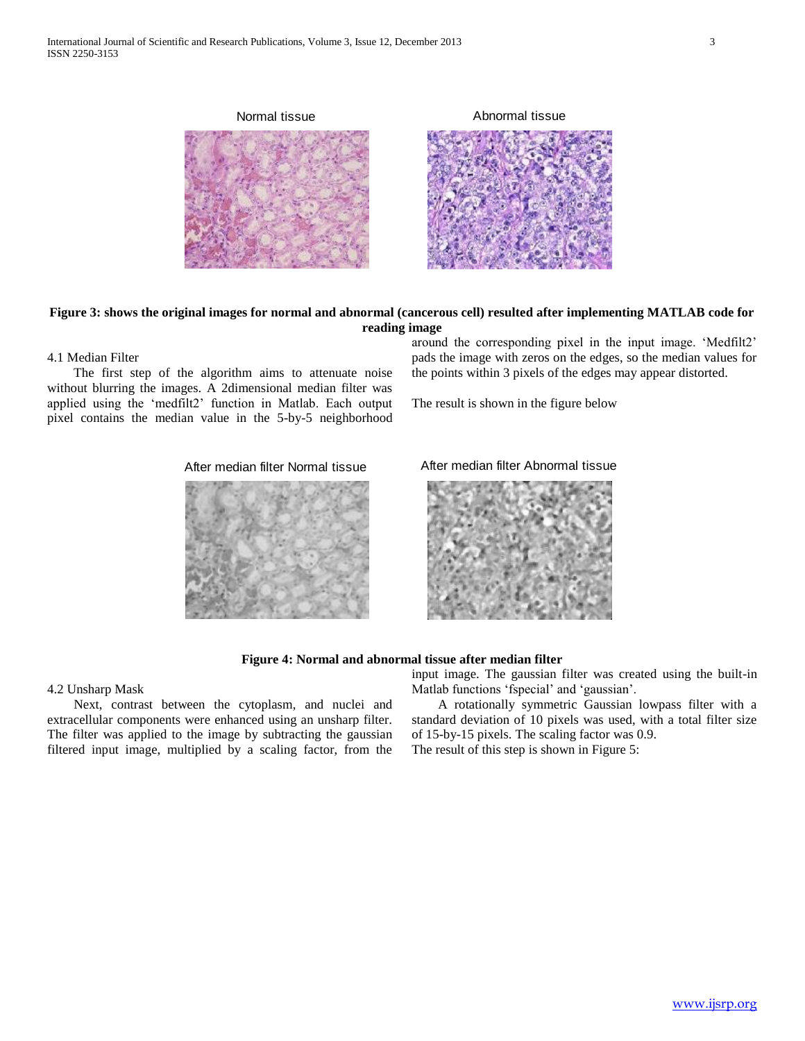Normal tissue

Abnormal tissue

**Figure 3: shows the original images for normal and abnormal (cancerous cell) resulted after implementing MATLAB code for reading image**

4.1 Median Filter

The first step of the algorithm aims to attenuate noise without blurring the images. A 2dimensional median filter was applied using the 'medfilt2' function in Matlab. Each output pixel contains the median value in the 5-by-5 neighborhood around the corresponding pixel in the input image. 'Medfilt2' pads the image with zeros on the edges, so the median values for the points within 3 pixels of the edges may appear distorted.

The result is shown in the figure below

After median filter Normal tissue

After median filter Abnormal tissue

**Figure 4: Normal and abnormal tissue after median filter**

4.2 Unsharp Mask

Next, contrast between the cytoplasm, and nuclei and extracellular components were enhanced using an unsharp filter. The filter was applied to the image by subtracting the gaussian filtered input image, multiplied by a scaling factor, from the input image. The gaussian filter was created using the built-in Matlab functions 'fspecial' and 'gaussian'.

A rotationally symmetric Gaussian lowpass filter with a standard deviation of 10 pixels was used, with a total filter size of 15-by-15 pixels. The scaling factor was 0.9.

The result of this step is shown in Figure 5: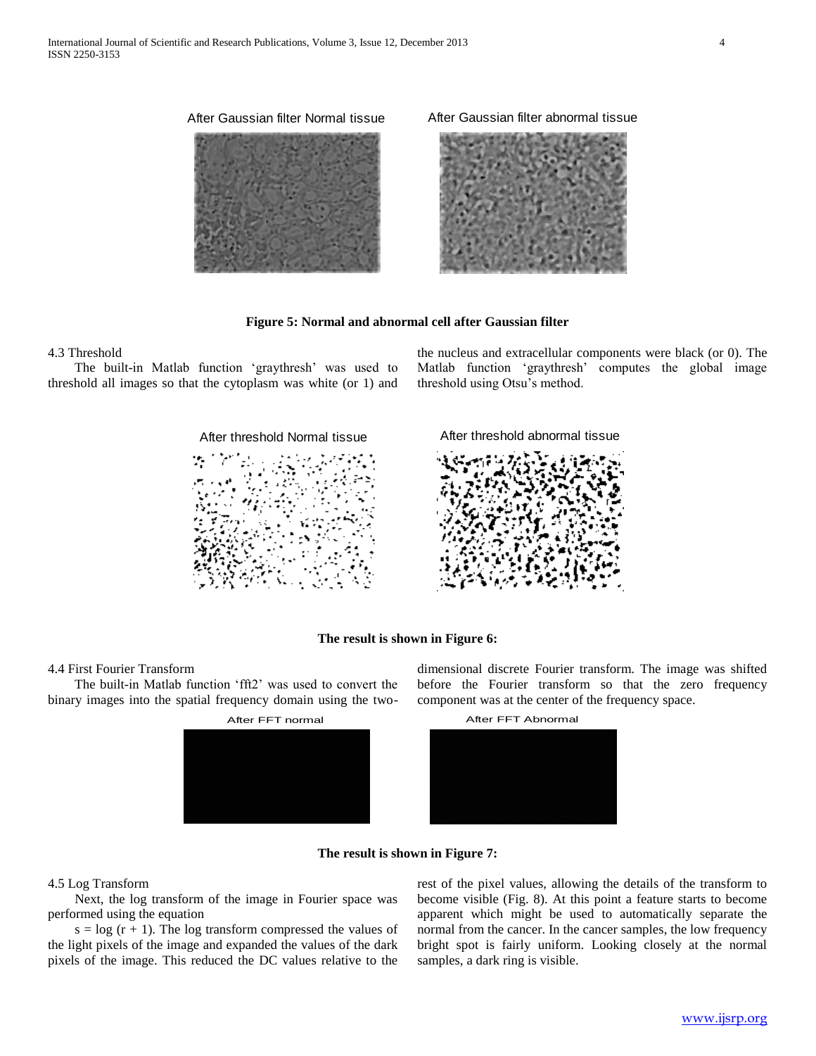After Gaussian filter Normal tissue

After Gaussian filter abnormal tissue

**Figure 5: Normal and abnormal cell after Gaussian filter**

### 4.3 Threshold

The built-in Matlab function 'graythresh' was used to threshold all images so that the cytoplasm was white (or 1) and the nucleus and extracellular components were black (or 0). The Matlab function 'graythresh' computes the global image threshold using Otsu's method.

After threshold Normal tissue

After threshold abnormal tissue

**The result is shown in Figure 6:**

### 4.4 First Fourier Transform

The built-in Matlab function 'fft2' was used to convert the binary images into the spatial frequency domain using the two-dimensional discrete Fourier transform. The image was shifted before the Fourier transform so that the zero frequency component was at the center of the frequency space.

After FFT normal

After FFT Abnormal

**The result is shown in Figure 7:**

### 4.5 Log Transform

Next, the log transform of the image in Fourier space was performed using the equation

$s = \log(r + 1)$. The log transform compressed the values of the light pixels of the image and expanded the values of the dark pixels of the image. This reduced the DC values relative to the rest of the pixel values, allowing the details of the transform to become visible (Fig. 8). At this point a feature starts to become apparent which might be used to automatically separate the normal from the cancer. In the cancer samples, the low frequency bright spot is fairly uniform. Looking closely at the normal samples, a dark ring is visible.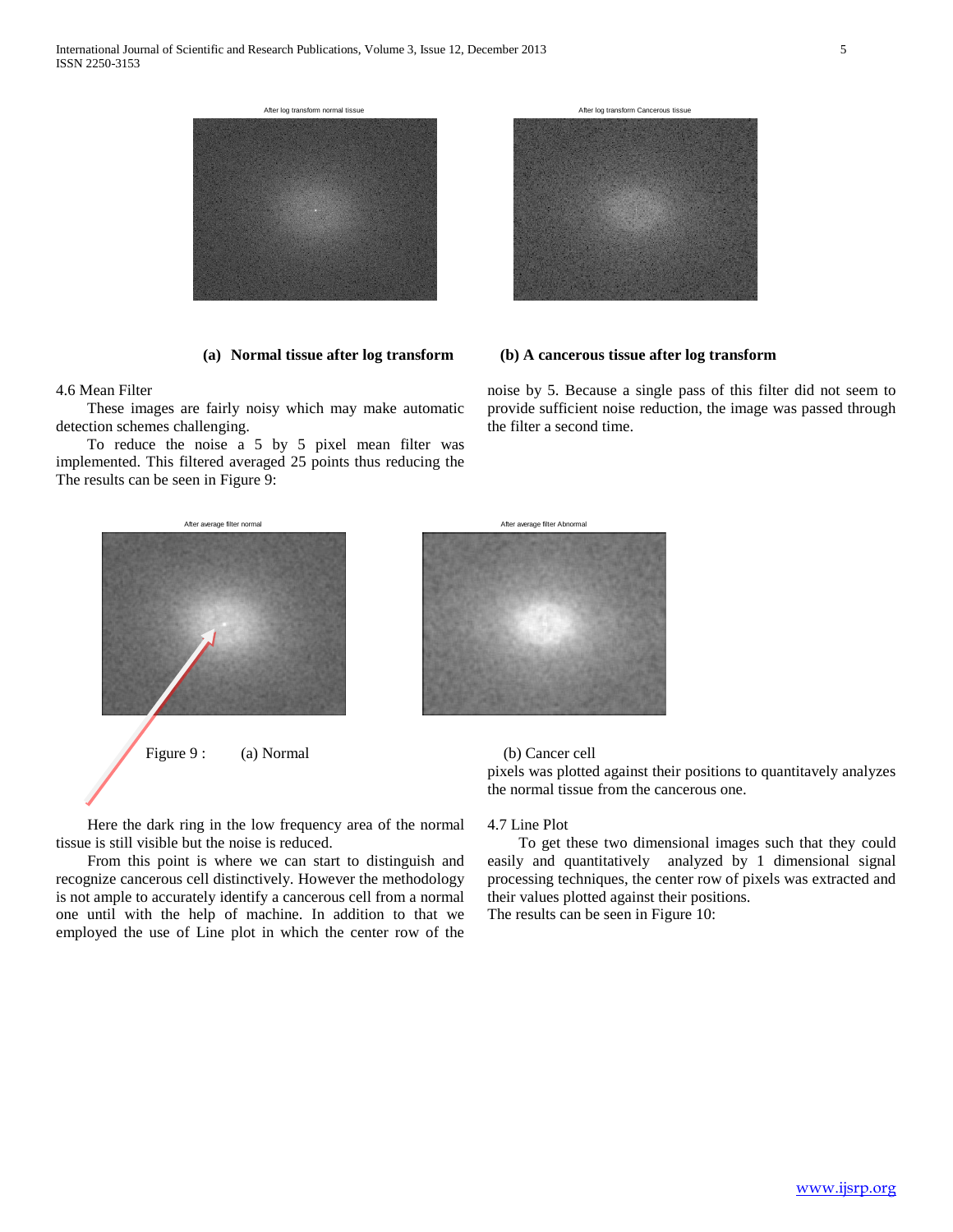(a) **Normal tissue after log transform** (b) **A cancerous tissue after log transform**

4.6 Mean Filter

These images are fairly noisy which may make automatic detection schemes challenging.

To reduce the noise a 5 by 5 pixel mean filter was implemented. This filtered averaged 25 points thus reducing the noise by 5. Because a single pass of this filter did not seem to provide sufficient noise reduction, the image was passed through the filter a second time.

The results can be seen in Figure 9:

Figure 9 : (a) Normal (b) Cancer cell

Here the dark ring in the low frequency area of the normal tissue is still visible but the noise is reduced.

From this point is where we can start to distinguish and recognize cancerous cell distinctively. However the methodology is not ample to accurately identify a cancerous cell from a normal one until with the help of machine. In addition to that we employed the use of Line plot in which the center row of the pixels was plotted against their positions to quantitavely analyzes the normal tissue from the cancerous one.

4.7 Line Plot

To get these two dimensional images such that they could easily and quantitatively analyzed by 1 dimensional signal processing techniques, the center row of pixels was extracted and their values plotted against their positions.

The results can be seen in Figure 10: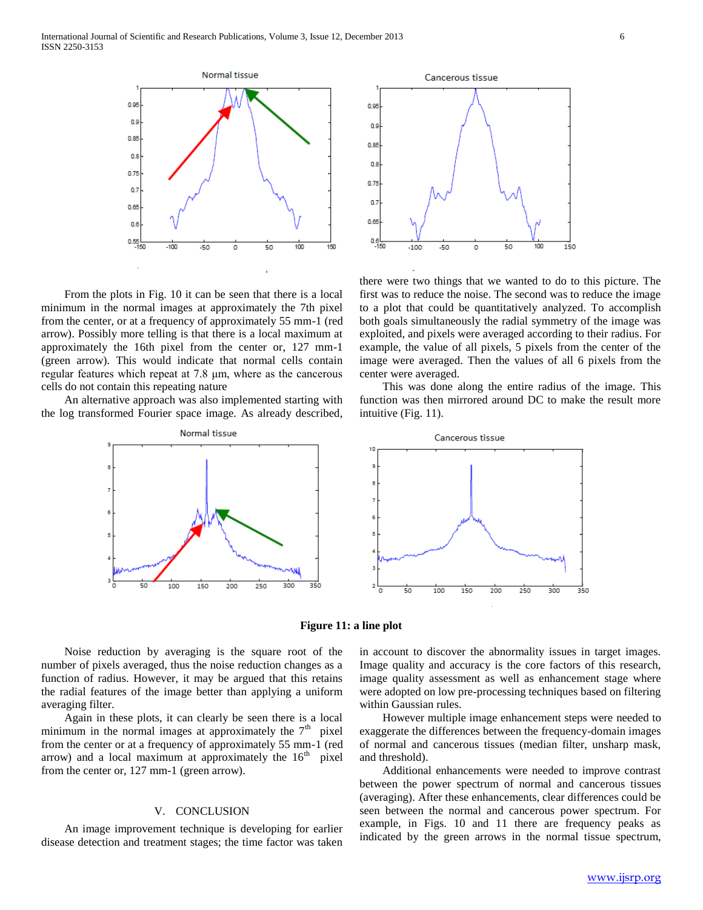From the plots in Fig. 10 it can be seen that there is a local minimum in the normal images at approximately the 7th pixel from the center, or at a frequency of approximately 55 mm-1 (red arrow). Possibly more telling is that there is a local maximum at approximately the 16th pixel from the center or, 127 mm-1 (green arrow). This would indicate that normal cells contain regular features which repeat at 7.8 µm, where as the cancerous cells do not contain this repeating nature

An alternative approach was also implemented starting with the log transformed Fourier space image. As already described, there were two things that we wanted to do to this picture. The first was to reduce the noise. The second was to reduce the image to a plot that could be quantitatively analyzed. To accomplish both goals simultaneously the radial symmetry of the image was exploited, and pixels were averaged according to their radius. For example, the value of all pixels, 5 pixels from the center of the image were averaged. Then the values of all 6 pixels from the center were averaged.

This was done along the entire radius of the image. This function was then mirrored around DC to make the result more intuitive (Fig. 11).

**Figure 11: a line plot**

Noise reduction by averaging is the square root of the number of pixels averaged, thus the noise reduction changes as a function of radius. However, it may be argued that this retains the radial features of the image better than applying a uniform averaging filter.

Again in these plots, it can clearly be seen there is a local minimum in the normal images at approximately the $7^{th}$ pixel from the center or at a frequency of approximately 55 mm-1 (red arrow) and a local maximum at approximately the $16^{th}$ pixel from the center or, 127 mm-1 (green arrow).

## V. CONCLUSION

An image improvement technique is developing for earlier disease detection and treatment stages; the time factor was taken in account to discover the abnormality issues in target images. Image quality and accuracy is the core factors of this research, image quality assessment as well as enhancement stage where were adopted on low pre-processing techniques based on filtering within Gaussian rules.

However multiple image enhancement steps were needed to exaggerate the differences between the frequency-domain images of normal and cancerous tissues (median filter, unsharp mask, and threshold).

Additional enhancements were needed to improve contrast between the power spectrum of normal and cancerous tissues (averaging). After these enhancements, clear differences could be seen between the normal and cancerous power spectrum. For example, in Figs. 10 and 11 there are frequency peaks as indicated by the green arrows in the normal tissue spectrum,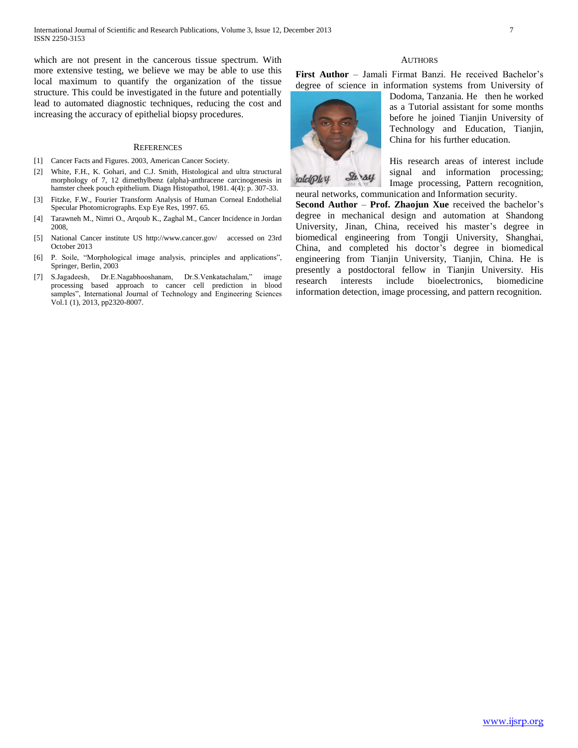which are not present in the cancerous tissue spectrum. With more extensive testing, we believe we may be able to use this local maximum to quantify the organization of the tissue structure. This could be investigated in the future and potentially lead to automated diagnostic techniques, reducing the cost and increasing the accuracy of epithelial biopsy procedures.

## References

[1] Cancer Facts and Figures. 2003, American Cancer Society.

[2] White, F.H., K. Gohari, and C.J. Smith, Histological and ultra structural morphology of 7, 12 dimethylbenz (alpha)-anthracene carcinogenesis in hamster cheek pouch epithelium. Diagn Histopathol, 1981. 4(4): p. 307-33.

[3] Fitzke, F.W., Fourier Transform Analysis of Human Corneal Endothelial Specular Photomicrographs. Exp Eye Res, 1997. 65.

[4] Tarawneh M., Nimri O., Arqoub K., Zaghal M., Cancer Incidence in Jordan 2008,

[5] National Cancer institute US http://www.cancer.gov/ accessed on 23rd October 2013

[6] P. Soile, "Morphological image analysis, principles and applications", Springer, Berlin, 2003

[7] S.Jagadeesh, Dr.E.Nagabhooshanam, Dr.S.Venkatachalam," image processing based approach to cancer cell prediction in blood samples", International Journal of Technology and Engineering Sciences Vol.1 (1), 2013, pp2320-8007.

## Authors

**First Author** – Jamali Firmat Banzi. He received Bachelor's degree of science in information systems from University of Dodoma, Tanzania. He then he worked as a Tutorial assistant for some months before he joined Tianjin University of Technology and Education, Tianjin, China for his further education.

His research areas of interest include signal and information processing; Image processing, Pattern recognition, neural networks, communication and Information security.

**Second Author** – **Prof. Zhaojun Xue** received the bachelor's degree in mechanical design and automation at Shandong University, Jinan, China, received his master's degree in biomedical engineering from Tongji University, Shanghai, China, and completed his doctor's degree in biomedical engineering from Tianjin University, Tianjin, China. He is presently a postdoctoral fellow in Tianjin University. His research interests include bioelectronics, biomedicine information detection, image processing, and pattern recognition.